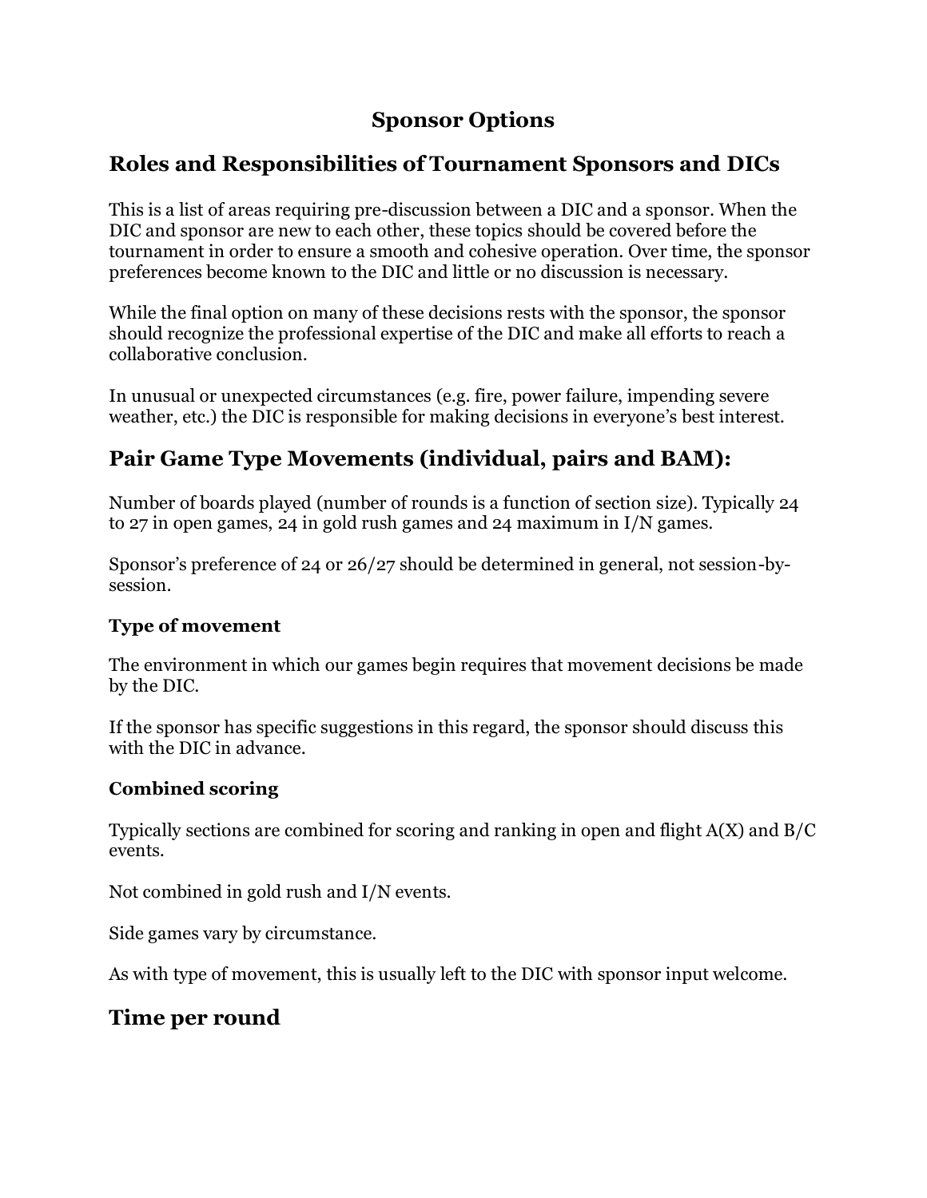# Sponsor Options

## Roles and Responsibilities of Tournament Sponsors and DICs

This is a list of areas requiring pre-discussion between a DIC and a sponsor. When the DIC and sponsor are new to each other, these topics should be covered before the tournament in order to ensure a smooth and cohesive operation. Over time, the sponsor preferences become known to the DIC and little or no discussion is necessary.

While the final option on many of these decisions rests with the sponsor, the sponsor should recognize the professional expertise of the DIC and make all efforts to reach a collaborative conclusion.

In unusual or unexpected circumstances (e.g. fire, power failure, impending severe weather, etc.) the DIC is responsible for making decisions in everyone's best interest.

## Pair Game Type Movements (individual, pairs and BAM):

Number of boards played (number of rounds is a function of section size). Typically 24 to 27 in open games, 24 in gold rush games and 24 maximum in I/N games.

Sponsor's preference of 24 or 26/27 should be determined in general, not session-by-session.

### Type of movement

The environment in which our games begin requires that movement decisions be made by the DIC.

If the sponsor has specific suggestions in this regard, the sponsor should discuss this with the DIC in advance.

### Combined scoring

Typically sections are combined for scoring and ranking in open and flight A(X) and B/C events.

Not combined in gold rush and I/N events.

Side games vary by circumstance.

As with type of movement, this is usually left to the DIC with sponsor input welcome.

## Time per round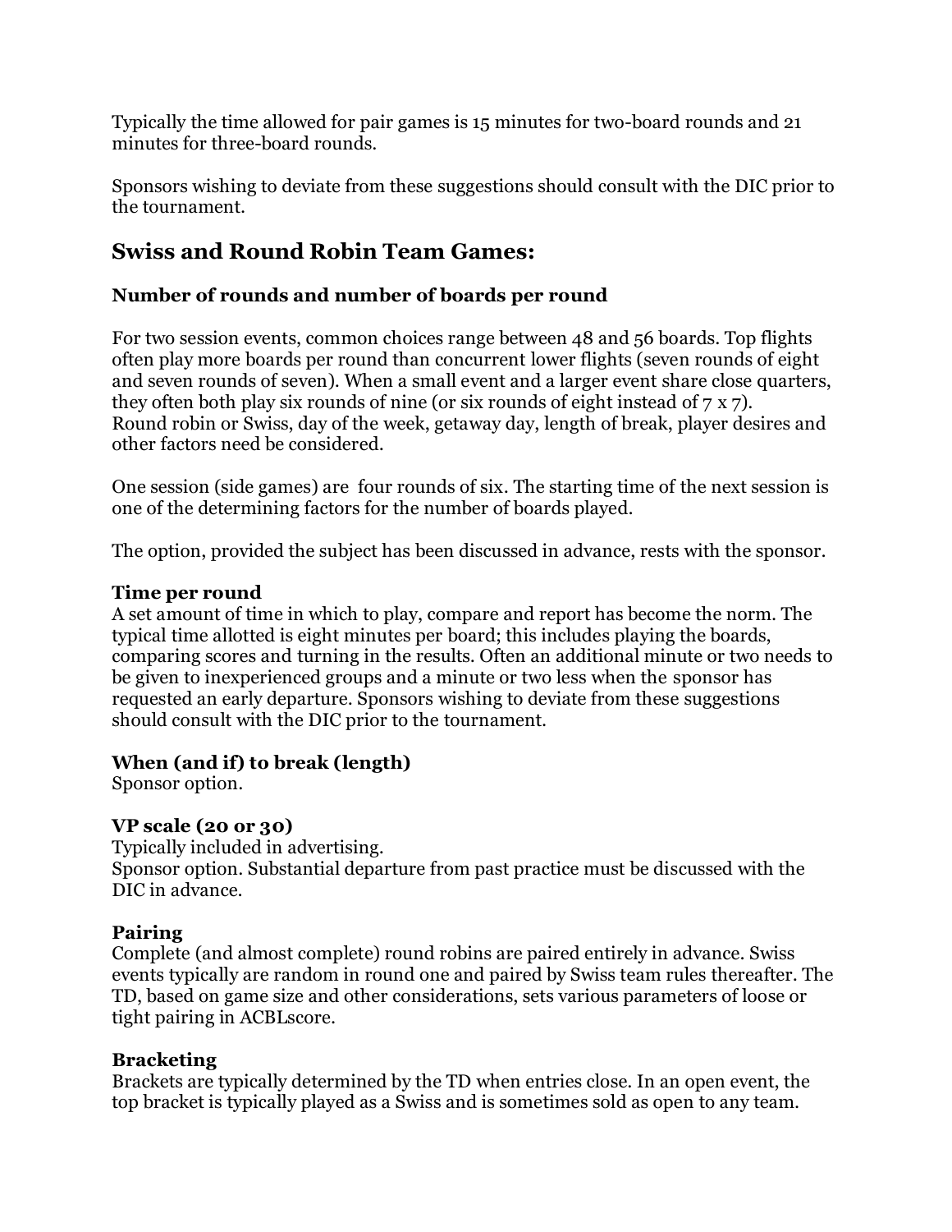Typically the time allowed for pair games is 15 minutes for two-board rounds and 21 minutes for three-board rounds.

Sponsors wishing to deviate from these suggestions should consult with the DIC prior to the tournament.

## Swiss and Round Robin Team Games:

### Number of rounds and number of boards per round

For two session events, common choices range between 48 and 56 boards. Top flights often play more boards per round than concurrent lower flights (seven rounds of eight and seven rounds of seven). When a small event and a larger event share close quarters, they often both play six rounds of nine (or six rounds of eight instead of 7 x 7). Round robin or Swiss, day of the week, getaway day, length of break, player desires and other factors need be considered.

One session (side games) are four rounds of six. The starting time of the next session is one of the determining factors for the number of boards played.

The option, provided the subject has been discussed in advance, rests with the sponsor.

**Time per round**
A set amount of time in which to play, compare and report has become the norm. The typical time allotted is eight minutes per board; this includes playing the boards, comparing scores and turning in the results. Often an additional minute or two needs to be given to inexperienced groups and a minute or two less when the sponsor has requested an early departure. Sponsors wishing to deviate from these suggestions should consult with the DIC prior to the tournament.

**When (and if) to break (length)**
Sponsor option.

**VP scale (20 or 30)**
Typically included in advertising.
Sponsor option. Substantial departure from past practice must be discussed with the DIC in advance.

**Pairing**
Complete (and almost complete) round robins are paired entirely in advance. Swiss events typically are random in round one and paired by Swiss team rules thereafter. The TD, based on game size and other considerations, sets various parameters of loose or tight pairing in ACBLscore.

**Bracketing**
Brackets are typically determined by the TD when entries close. In an open event, the top bracket is typically played as a Swiss and is sometimes sold as open to any team.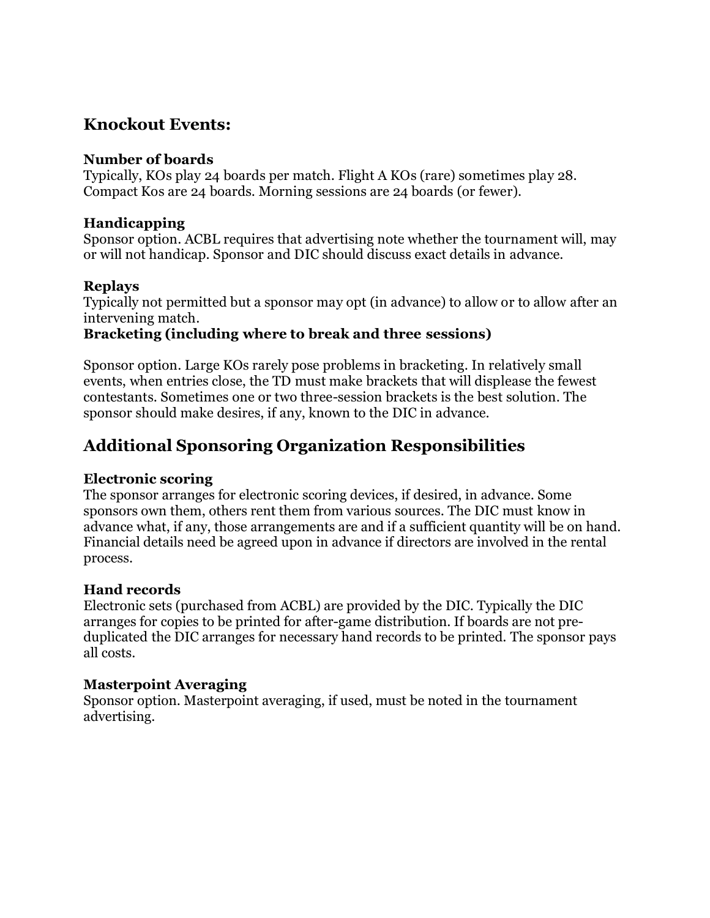## Knockout Events:

### Number of boards

Typically, KOs play 24 boards per match. Flight A KOs (rare) sometimes play 28. Compact Kos are 24 boards. Morning sessions are 24 boards (or fewer).

### Handicapping

Sponsor option. ACBL requires that advertising note whether the tournament will, may or will not handicap. Sponsor and DIC should discuss exact details in advance.

### Replays

Typically not permitted but a sponsor may opt (in advance) to allow or to allow after an intervening match.

### Bracketing (including where to break and three sessions)

Sponsor option. Large KOs rarely pose problems in bracketing. In relatively small events, when entries close, the TD must make brackets that will displease the fewest contestants. Sometimes one or two three-session brackets is the best solution. The sponsor should make desires, if any, known to the DIC in advance.

## Additional Sponsoring Organization Responsibilities

### Electronic scoring

The sponsor arranges for electronic scoring devices, if desired, in advance. Some sponsors own them, others rent them from various sources. The DIC must know in advance what, if any, those arrangements are and if a sufficient quantity will be on hand. Financial details need be agreed upon in advance if directors are involved in the rental process.

### Hand records

Electronic sets (purchased from ACBL) are provided by the DIC. Typically the DIC arranges for copies to be printed for after-game distribution. If boards are not pre-duplicated the DIC arranges for necessary hand records to be printed. The sponsor pays all costs.

### Masterpoint Averaging

Sponsor option. Masterpoint averaging, if used, must be noted in the tournament advertising.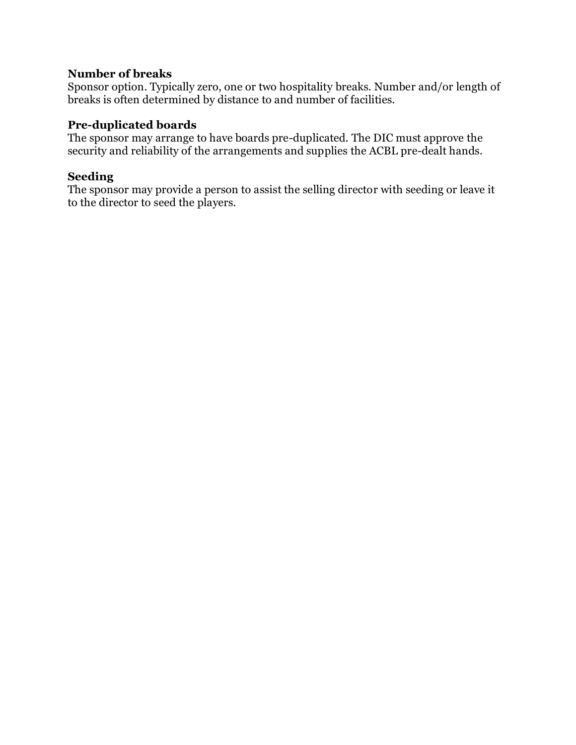**Number of breaks**
Sponsor option. Typically zero, one or two hospitality breaks. Number and/or length of breaks is often determined by distance to and number of facilities.

**Pre-duplicated boards**
The sponsor may arrange to have boards pre-duplicated. The DIC must approve the security and reliability of the arrangements and supplies the ACBL pre-dealt hands.

**Seeding**
The sponsor may provide a person to assist the selling director with seeding or leave it to the director to seed the players.